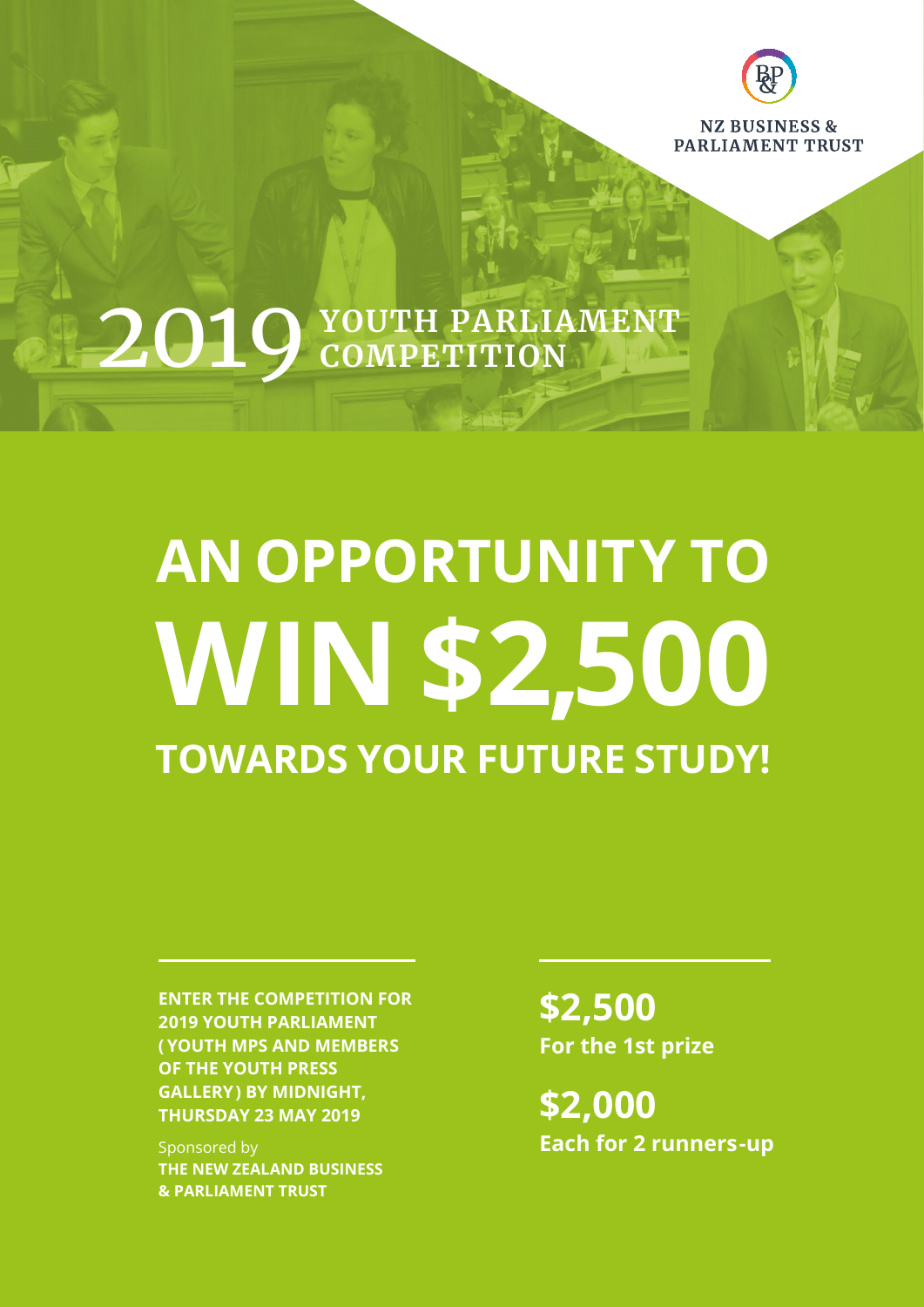NZ BUSINESS & PARLIAMENT TRUST

# 2019 YOUTH PARLIAMENT COMPETITION

# AN OPPORTUNITY TO WIN $2,500 TOWARDS YOUR FUTURE STUDY!

**ENTER THE COMPETITION FOR 2019 YOUTH PARLIAMENT (YOUTH MPS AND MEMBERS OF THE YOUTH PRESS GALLERY) BY MIDNIGHT, THURSDAY 23 MAY 2019**

Sponsored by
**THE NEW ZEALAND BUSINESS & PARLIAMENT TRUST**

**$2,500**
**For the 1st prize**

**$2,000**
**Each for 2 runners-up**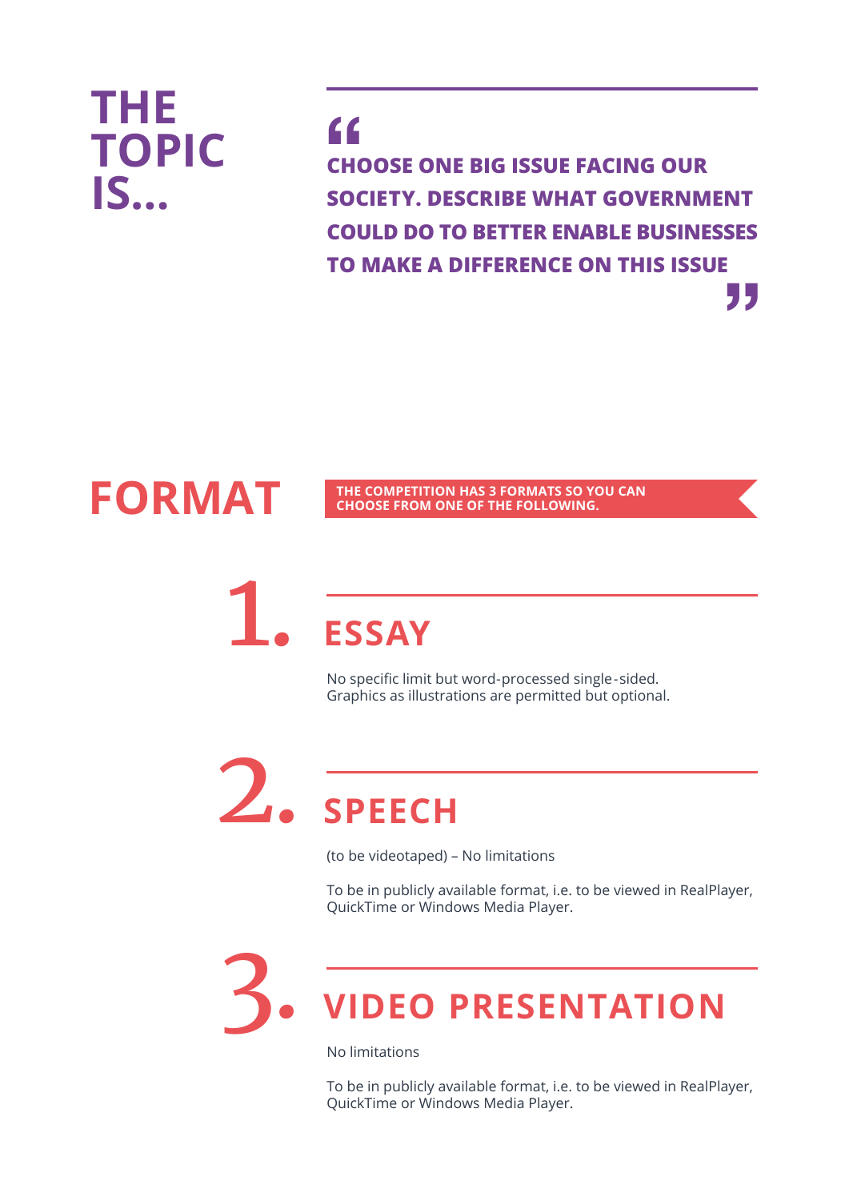# THE TOPIC IS...

> **CHOOSE ONE BIG ISSUE FACING OUR SOCIETY. DESCRIBE WHAT GOVERNMENT COULD DO TO BETTER ENABLE BUSINESSES TO MAKE A DIFFERENCE ON THIS ISSUE**

# FORMAT

**THE COMPETITION HAS 3 FORMATS SO YOU CAN CHOOSE FROM ONE OF THE FOLLOWING.**

## 1. ESSAY

No specific limit but word-processed single-sided.
Graphics as illustrations are permitted but optional.

## 2. SPEECH

(to be videotaped) – No limitations

To be in publicly available format, i.e. to be viewed in RealPlayer, QuickTime or Windows Media Player.

## 3. VIDEO PRESENTATION

No limitations

To be in publicly available format, i.e. to be viewed in RealPlayer, QuickTime or Windows Media Player.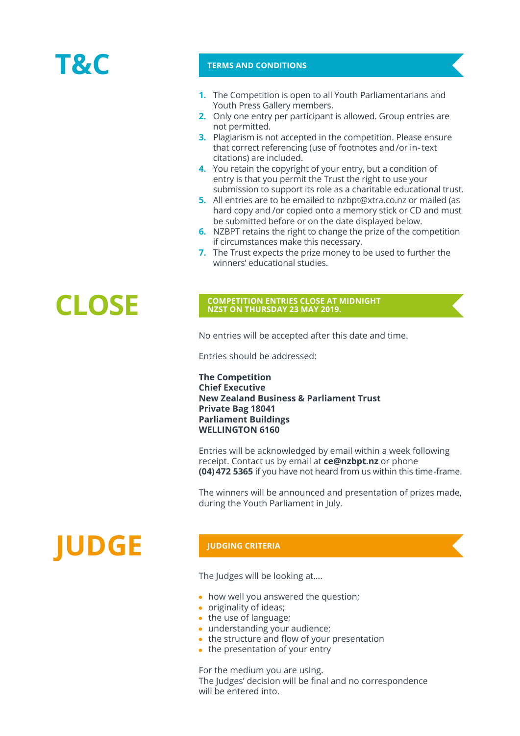# T&C

## TERMS AND CONDITIONS

1. The Competition is open to all Youth Parliamentarians and Youth Press Gallery members.
2. Only one entry per participant is allowed. Group entries are not permitted.
3. Plagiarism is not accepted in the competition. Please ensure that correct referencing (use of footnotes and /or in-text citations) are included.
4. You retain the copyright of your entry, but a condition of entry is that you permit the Trust the right to use your submission to support its role as a charitable educational trust.
5. All entries are to be emailed to nzbpt@xtra.co.nz or mailed (as hard copy and /or copied onto a memory stick or CD and must be submitted before or on the date displayed below.
6. NZBPT retains the right to change the prize of the competition if circumstances make this necessary.
7. The Trust expects the prize money to be used to further the winners' educational studies.

# CLOSE

## COMPETITION ENTRIES CLOSE AT MIDNIGHT NZST ON THURSDAY 23 MAY 2019.

No entries will be accepted after this date and time.

Entries should be addressed:

**The Competition**
**Chief Executive**
**New Zealand Business & Parliament Trust**
**Private Bag 18041**
**Parliament Buildings**
**WELLINGTON 6160**

Entries will be acknowledged by email within a week following receipt. Contact us by email at **ce@nzbpt.nz** or phone **(04) 472 5365** if you have not heard from us within this time-frame.

The winners will be announced and presentation of prizes made, during the Youth Parliament in July.

# JUDGE

## JUDGING CRITERIA

The Judges will be looking at....

- how well you answered the question;
- originality of ideas;
- the use of language;
- understanding your audience;
- the structure and flow of your presentation
- the presentation of your entry

For the medium you are using.
The Judges' decision will be final and no correspondence will be entered into.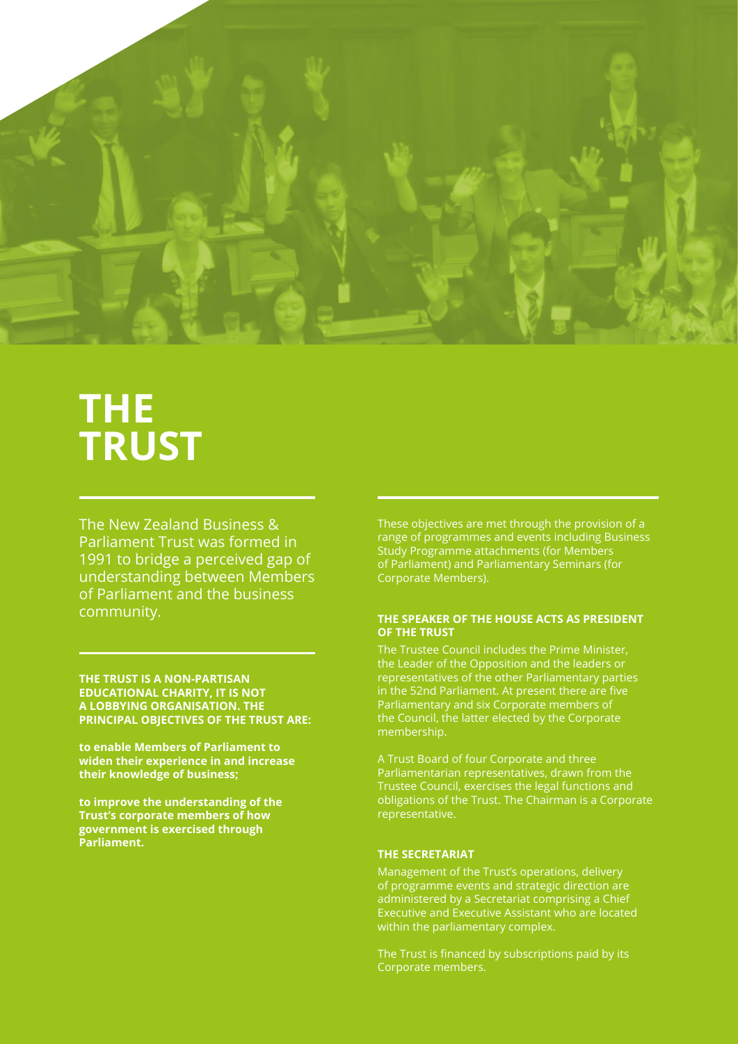# THE TRUST

The New Zealand Business & Parliament Trust was formed in 1991 to bridge a perceived gap of understanding between Members of Parliament and the business community.

**THE TRUST IS A NON-PARTISAN EDUCATIONAL CHARITY, IT IS NOT A LOBBYING ORGANISATION. THE PRINCIPAL OBJECTIVES OF THE TRUST ARE:**

**to enable Members of Parliament to widen their experience in and increase their knowledge of business;**

**to improve the understanding of the Trust's corporate members of how government is exercised through Parliament.**

These objectives are met through the provision of a range of programmes and events including Business Study Programme attachments (for Members of Parliament) and Parliamentary Seminars (for Corporate Members).

**THE SPEAKER OF THE HOUSE ACTS AS PRESIDENT OF THE TRUST**

The Trustee Council includes the Prime Minister, the Leader of the Opposition and the leaders or representatives of the other Parliamentary parties in the 52nd Parliament. At present there are five Parliamentary and six Corporate members of the Council, the latter elected by the Corporate membership.

A Trust Board of four Corporate and three Parliamentarian representatives, drawn from the Trustee Council, exercises the legal functions and obligations of the Trust. The Chairman is a Corporate representative.

**THE SECRETARIAT**

Management of the Trust's operations, delivery of programme events and strategic direction are administered by a Secretariat comprising a Chief Executive and Executive Assistant who are located within the parliamentary complex.

The Trust is financed by subscriptions paid by its Corporate members.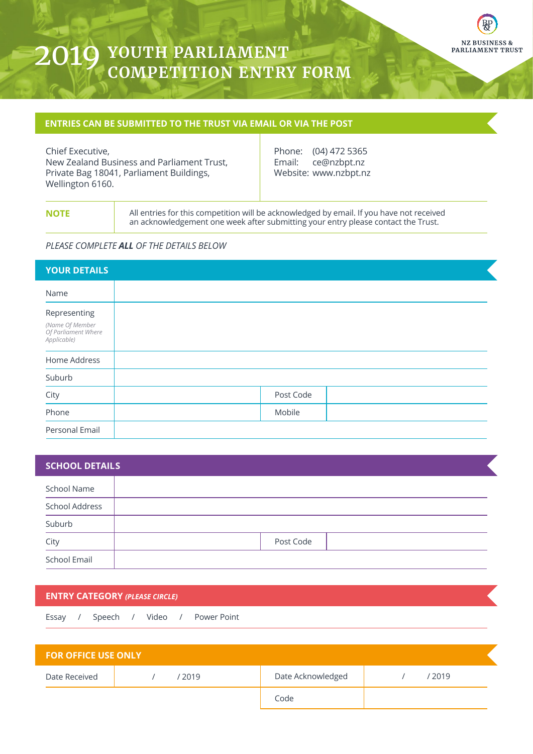# 2019 YOUTH PARLIAMENT COMPETITION ENTRY FORM

NZ BUSINESS & PARLIAMENT TRUST

## ENTRIES CAN BE SUBMITTED TO THE TRUST VIA EMAIL OR VIA THE POST

Chief Executive,
New Zealand Business and Parliament Trust,
Private Bag 18041, Parliament Buildings,
Wellington 6160.

Phone: (04) 472 5365
Email: ce@nzbpt.nz
Website: www.nzbpt.nz

**NOTE** All entries for this competition will be acknowledged by email. If you have not received an acknowledgement one week after submitting your entry please contact the Trust.

*PLEASE COMPLETE **ALL** OF THE DETAILS BELOW*

## YOUR DETAILS

| | | | |
|---|---|---|---|
| Name | | | |
| Representing *(Name Of Member Of Parliament Where Applicable)* | | | |
| Home Address | | | |
| Suburb | | | |
| City | | Post Code | |
| Phone | | Mobile | |
| Personal Email | | | |

## SCHOOL DETAILS

| | | | |
|---|---|---|---|
| School Name | | | |
| School Address | | | |
| Suburb | | | |
| City | | Post Code | |
| School Email | | | |

## ENTRY CATEGORY *(PLEASE CIRCLE)*

Essay / Speech / Video / Power Point

## FOR OFFICE USE ONLY

| | | | |
|---|---|---|---|
| Date Received | / / 2019 | Date Acknowledged | / / 2019 |
| | | Code | |